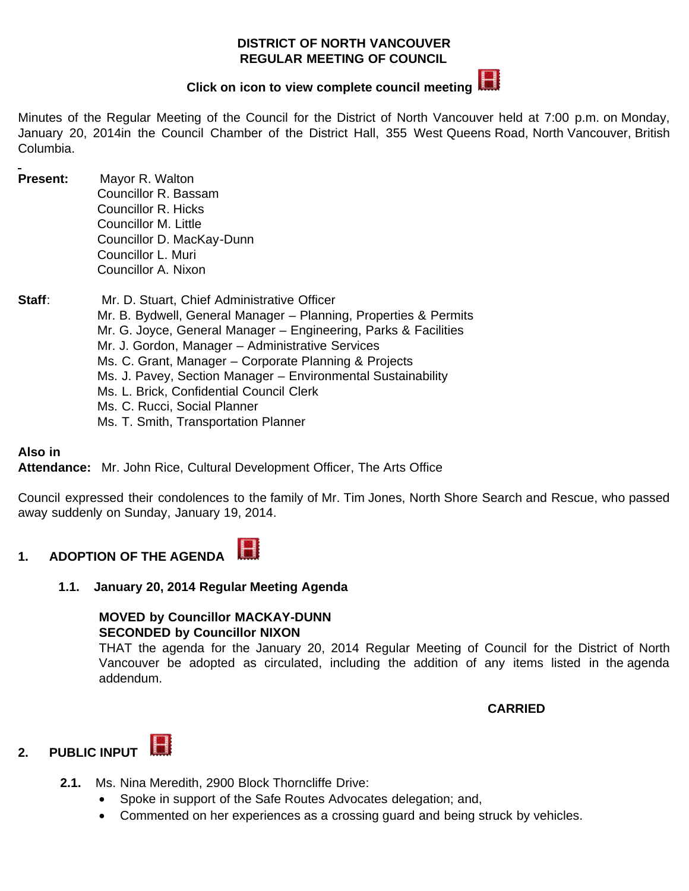# DISTRICT OF NORTH VANCOUVER
# REGULAR MEETING OF COUNCIL

**Click on icon to view complete council meeting**

Minutes of the Regular Meeting of the Council for the District of North Vancouver held at 7:00 p.m. on Monday, January 20, 2014in the Council Chamber of the District Hall, 355 West Queens Road, North Vancouver, British Columbia.

**Present:** Mayor R. Walton
Councillor R. Bassam
Councillor R. Hicks
Councillor M. Little
Councillor D. MacKay-Dunn
Councillor L. Muri
Councillor A. Nixon

**Staff**: Mr. D. Stuart, Chief Administrative Officer
Mr. B. Bydwell, General Manager – Planning, Properties & Permits
Mr. G. Joyce, General Manager – Engineering, Parks & Facilities
Mr. J. Gordon, Manager – Administrative Services
Ms. C. Grant, Manager – Corporate Planning & Projects
Ms. J. Pavey, Section Manager – Environmental Sustainability
Ms. L. Brick, Confidential Council Clerk
Ms. C. Rucci, Social Planner
Ms. T. Smith, Transportation Planner

**Also in Attendance:** Mr. John Rice, Cultural Development Officer, The Arts Office

Council expressed their condolences to the family of Mr. Tim Jones, North Shore Search and Rescue, who passed away suddenly on Sunday, January 19, 2014.

## 1. ADOPTION OF THE AGENDA

### 1.1. January 20, 2014 Regular Meeting Agenda

**MOVED by Councillor MACKAY-DUNN**
**SECONDED by Councillor NIXON**
THAT the agenda for the January 20, 2014 Regular Meeting of Council for the District of North Vancouver be adopted as circulated, including the addition of any items listed in the agenda addendum.

**CARRIED**

## 2. PUBLIC INPUT

**2.1.** Ms. Nina Meredith, 2900 Block Thorncliffe Drive:

- Spoke in support of the Safe Routes Advocates delegation; and,
- Commented on her experiences as a crossing guard and being struck by vehicles.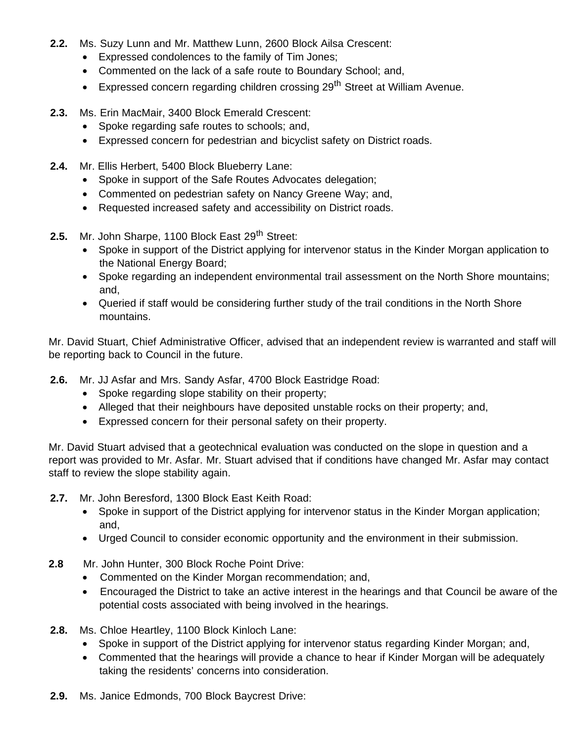**2.2.** Ms. Suzy Lunn and Mr. Matthew Lunn, 2600 Block Ailsa Crescent:

- Expressed condolences to the family of Tim Jones;
- Commented on the lack of a safe route to Boundary School; and,
- Expressed concern regarding children crossing 29th Street at William Avenue.

**2.3.** Ms. Erin MacMair, 3400 Block Emerald Crescent:

- Spoke regarding safe routes to schools; and,
- Expressed concern for pedestrian and bicyclist safety on District roads.

**2.4.** Mr. Ellis Herbert, 5400 Block Blueberry Lane:

- Spoke in support of the Safe Routes Advocates delegation;
- Commented on pedestrian safety on Nancy Greene Way; and,
- Requested increased safety and accessibility on District roads.

**2.5.** Mr. John Sharpe, 1100 Block East 29th Street:

- Spoke in support of the District applying for intervenor status in the Kinder Morgan application to the National Energy Board;
- Spoke regarding an independent environmental trail assessment on the North Shore mountains; and,
- Queried if staff would be considering further study of the trail conditions in the North Shore mountains.

Mr. David Stuart, Chief Administrative Officer, advised that an independent review is warranted and staff will be reporting back to Council in the future.

**2.6.** Mr. JJ Asfar and Mrs. Sandy Asfar, 4700 Block Eastridge Road:

- Spoke regarding slope stability on their property;
- Alleged that their neighbours have deposited unstable rocks on their property; and,
- Expressed concern for their personal safety on their property.

Mr. David Stuart advised that a geotechnical evaluation was conducted on the slope in question and a report was provided to Mr. Asfar. Mr. Stuart advised that if conditions have changed Mr. Asfar may contact staff to review the slope stability again.

**2.7.** Mr. John Beresford, 1300 Block East Keith Road:

- Spoke in support of the District applying for intervenor status in the Kinder Morgan application; and,
- Urged Council to consider economic opportunity and the environment in their submission.

**2.8** Mr. John Hunter, 300 Block Roche Point Drive:

- Commented on the Kinder Morgan recommendation; and,
- Encouraged the District to take an active interest in the hearings and that Council be aware of the potential costs associated with being involved in the hearings.

**2.8.** Ms. Chloe Heartley, 1100 Block Kinloch Lane:

- Spoke in support of the District applying for intervenor status regarding Kinder Morgan; and,
- Commented that the hearings will provide a chance to hear if Kinder Morgan will be adequately taking the residents' concerns into consideration.

**2.9.** Ms. Janice Edmonds, 700 Block Baycrest Drive: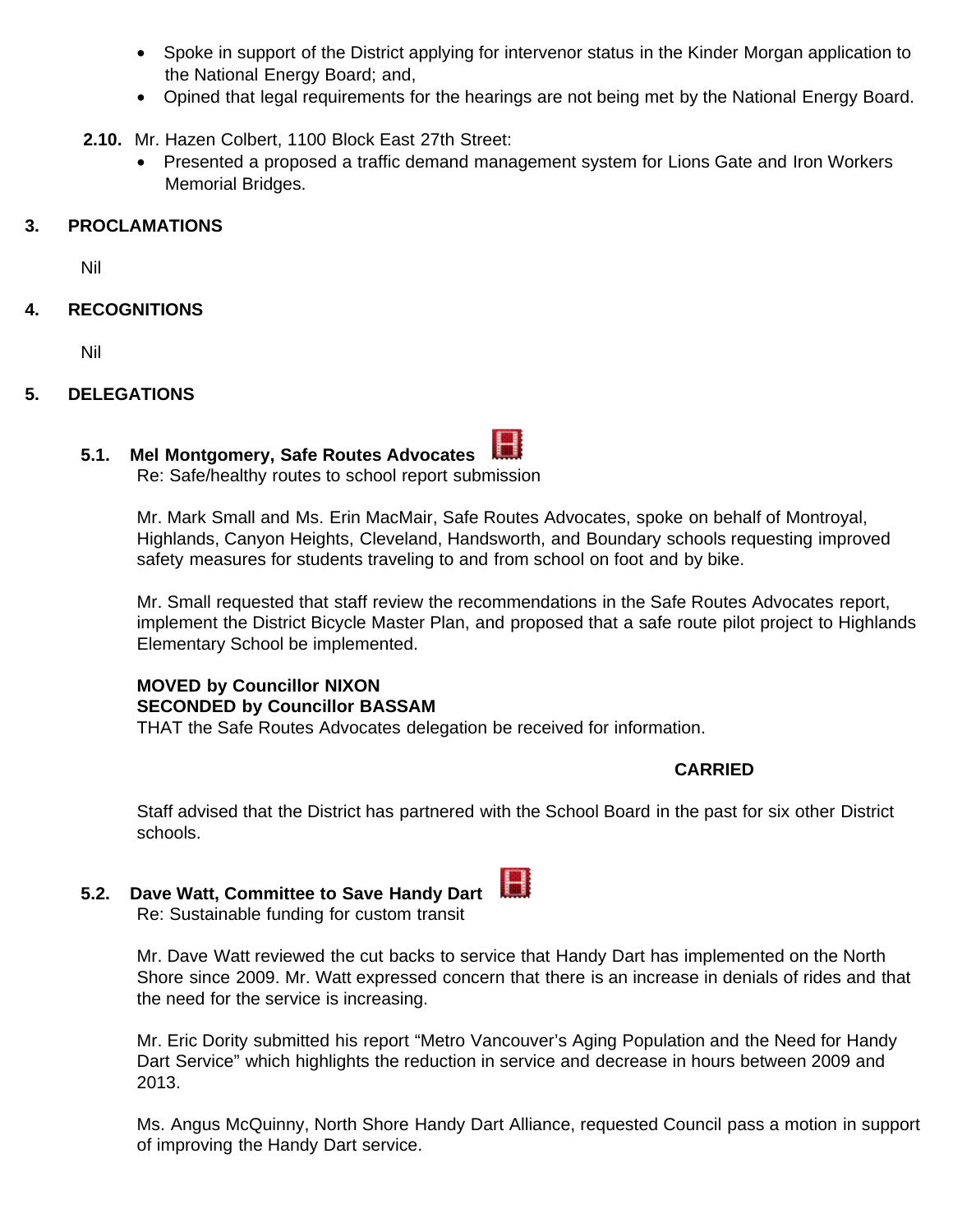- Spoke in support of the District applying for intervenor status in the Kinder Morgan application to the National Energy Board; and,
- Opined that legal requirements for the hearings are not being met by the National Energy Board.

**2.10.** Mr. Hazen Colbert, 1100 Block East 27th Street:

- Presented a proposed a traffic demand management system for Lions Gate and Iron Workers Memorial Bridges.

## 3. PROCLAMATIONS

Nil

## 4. RECOGNITIONS

Nil

## 5. DELEGATIONS

### 5.1. Mel Montgomery, Safe Routes Advocates

Re: Safe/healthy routes to school report submission

Mr. Mark Small and Ms. Erin MacMair, Safe Routes Advocates, spoke on behalf of Montroyal, Highlands, Canyon Heights, Cleveland, Handsworth, and Boundary schools requesting improved safety measures for students traveling to and from school on foot and by bike.

Mr. Small requested that staff review the recommendations in the Safe Routes Advocates report, implement the District Bicycle Master Plan, and proposed that a safe route pilot project to Highlands Elementary School be implemented.

**MOVED by Councillor NIXON**
**SECONDED by Councillor BASSAM**
THAT the Safe Routes Advocates delegation be received for information.

**CARRIED**

Staff advised that the District has partnered with the School Board in the past for six other District schools.

### 5.2. Dave Watt, Committee to Save Handy Dart

Re: Sustainable funding for custom transit

Mr. Dave Watt reviewed the cut backs to service that Handy Dart has implemented on the North Shore since 2009. Mr. Watt expressed concern that there is an increase in denials of rides and that the need for the service is increasing.

Mr. Eric Dority submitted his report "Metro Vancouver's Aging Population and the Need for Handy Dart Service" which highlights the reduction in service and decrease in hours between 2009 and 2013.

Ms. Angus McQuinny, North Shore Handy Dart Alliance, requested Council pass a motion in support of improving the Handy Dart service.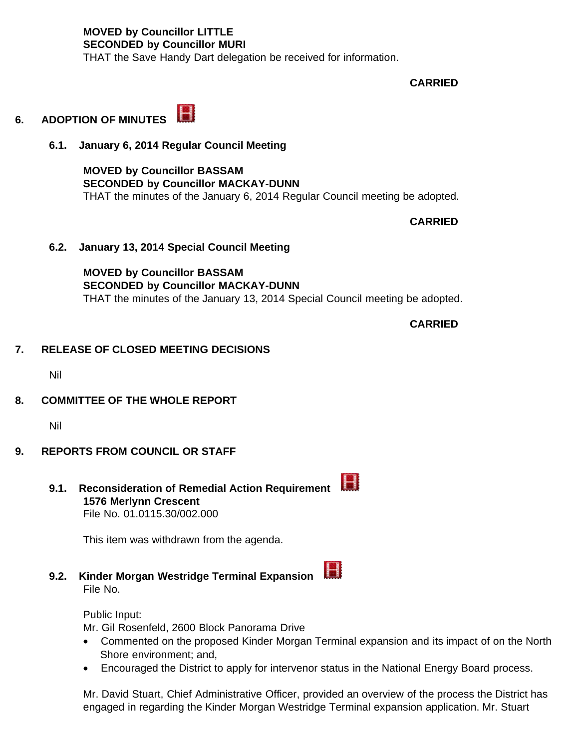**MOVED by Councillor LITTLE**
**SECONDED by Councillor MURI**
THAT the Save Handy Dart delegation be received for information.

**CARRIED**

## 6. ADOPTION OF MINUTES

### 6.1. January 6, 2014 Regular Council Meeting

**MOVED by Councillor BASSAM**
**SECONDED by Councillor MACKAY-DUNN**
THAT the minutes of the January 6, 2014 Regular Council meeting be adopted.

**CARRIED**

### 6.2. January 13, 2014 Special Council Meeting

**MOVED by Councillor BASSAM**
**SECONDED by Councillor MACKAY-DUNN**
THAT the minutes of the January 13, 2014 Special Council meeting be adopted.

**CARRIED**

## 7. RELEASE OF CLOSED MEETING DECISIONS

Nil

## 8. COMMITTEE OF THE WHOLE REPORT

Nil

## 9. REPORTS FROM COUNCIL OR STAFF

### 9.1. Reconsideration of Remedial Action Requirement 1576 Merlynn Crescent

File No. 01.0115.30/002.000

This item was withdrawn from the agenda.

### 9.2. Kinder Morgan Westridge Terminal Expansion

File No.

Public Input:
Mr. Gil Rosenfeld, 2600 Block Panorama Drive

- Commented on the proposed Kinder Morgan Terminal expansion and its impact of on the North Shore environment; and,
- Encouraged the District to apply for intervenor status in the National Energy Board process.

Mr. David Stuart, Chief Administrative Officer, provided an overview of the process the District has engaged in regarding the Kinder Morgan Westridge Terminal expansion application. Mr. Stuart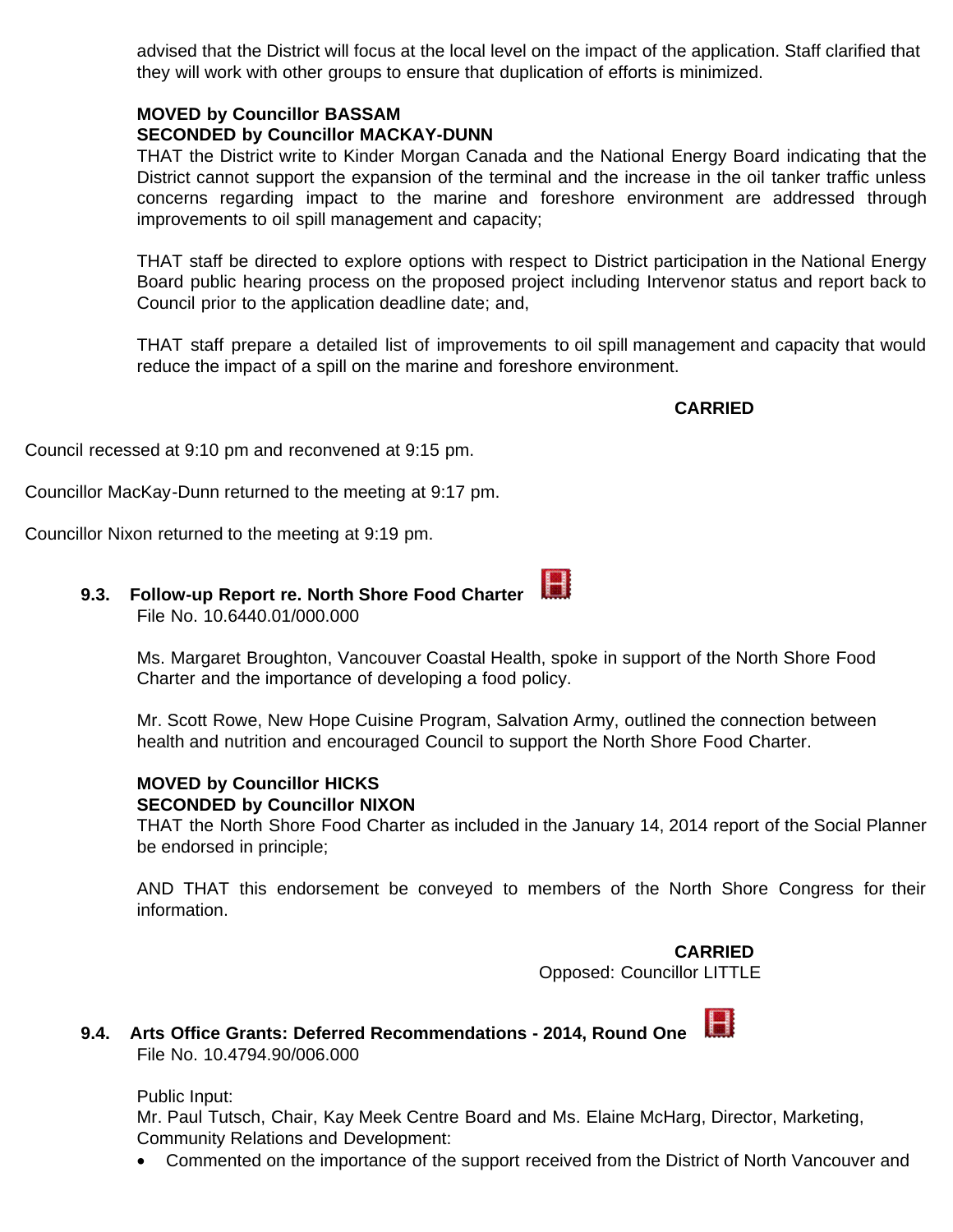advised that the District will focus at the local level on the impact of the application. Staff clarified that they will work with other groups to ensure that duplication of efforts is minimized.

**MOVED by Councillor BASSAM**
**SECONDED by Councillor MACKAY-DUNN**
THAT the District write to Kinder Morgan Canada and the National Energy Board indicating that the District cannot support the expansion of the terminal and the increase in the oil tanker traffic unless concerns regarding impact to the marine and foreshore environment are addressed through improvements to oil spill management and capacity;

THAT staff be directed to explore options with respect to District participation in the National Energy Board public hearing process on the proposed project including Intervenor status and report back to Council prior to the application deadline date; and,

THAT staff prepare a detailed list of improvements to oil spill management and capacity that would reduce the impact of a spill on the marine and foreshore environment.

**CARRIED**

Council recessed at 9:10 pm and reconvened at 9:15 pm.

Councillor MacKay-Dunn returned to the meeting at 9:17 pm.

Councillor Nixon returned to the meeting at 9:19 pm.

### 9.3. Follow-up Report re. North Shore Food Charter

File No. 10.6440.01/000.000

Ms. Margaret Broughton, Vancouver Coastal Health, spoke in support of the North Shore Food Charter and the importance of developing a food policy.

Mr. Scott Rowe, New Hope Cuisine Program, Salvation Army, outlined the connection between health and nutrition and encouraged Council to support the North Shore Food Charter.

**MOVED by Councillor HICKS**
**SECONDED by Councillor NIXON**
THAT the North Shore Food Charter as included in the January 14, 2014 report of the Social Planner be endorsed in principle;

AND THAT this endorsement be conveyed to members of the North Shore Congress for their information.

**CARRIED**
Opposed: Councillor LITTLE

### 9.4. Arts Office Grants: Deferred Recommendations - 2014, Round One

File No. 10.4794.90/006.000

Public Input:
Mr. Paul Tutsch, Chair, Kay Meek Centre Board and Ms. Elaine McHarg, Director, Marketing, Community Relations and Development:

- Commented on the importance of the support received from the District of North Vancouver and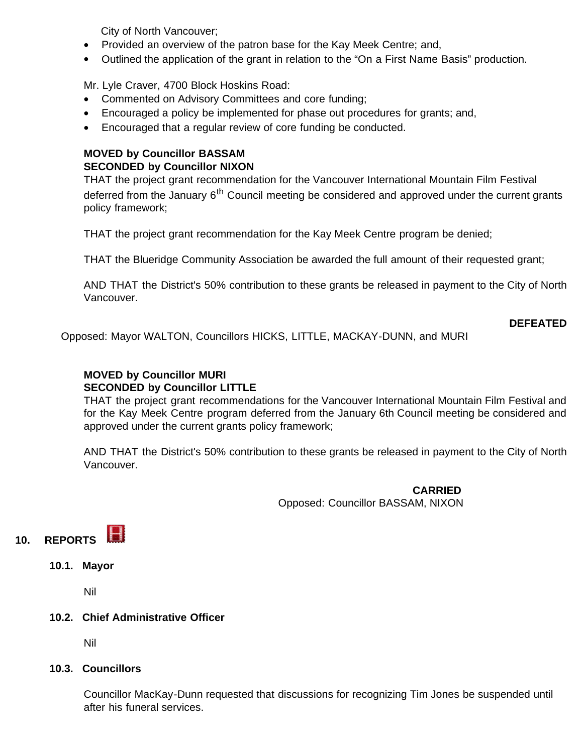City of North Vancouver;

- Provided an overview of the patron base for the Kay Meek Centre; and,
- Outlined the application of the grant in relation to the "On a First Name Basis" production.

Mr. Lyle Craver, 4700 Block Hoskins Road:

- Commented on Advisory Committees and core funding;
- Encouraged a policy be implemented for phase out procedures for grants; and,
- Encouraged that a regular review of core funding be conducted.

**MOVED by Councillor BASSAM**
**SECONDED by Councillor NIXON**

THAT the project grant recommendation for the Vancouver International Mountain Film Festival deferred from the January 6th Council meeting be considered and approved under the current grants policy framework;

THAT the project grant recommendation for the Kay Meek Centre program be denied;

THAT the Blueridge Community Association be awarded the full amount of their requested grant;

AND THAT the District's 50% contribution to these grants be released in payment to the City of North Vancouver.

**DEFEATED**

Opposed: Mayor WALTON, Councillors HICKS, LITTLE, MACKAY-DUNN, and MURI

**MOVED by Councillor MURI**
**SECONDED by Councillor LITTLE**

THAT the project grant recommendations for the Vancouver International Mountain Film Festival and for the Kay Meek Centre program deferred from the January 6th Council meeting be considered and approved under the current grants policy framework;

AND THAT the District's 50% contribution to these grants be released in payment to the City of North Vancouver.

**CARRIED**

Opposed: Councillor BASSAM, NIXON

## 10. REPORTS

### 10.1. Mayor

Nil

### 10.2. Chief Administrative Officer

Nil

### 10.3. Councillors

Councillor MacKay-Dunn requested that discussions for recognizing Tim Jones be suspended until after his funeral services.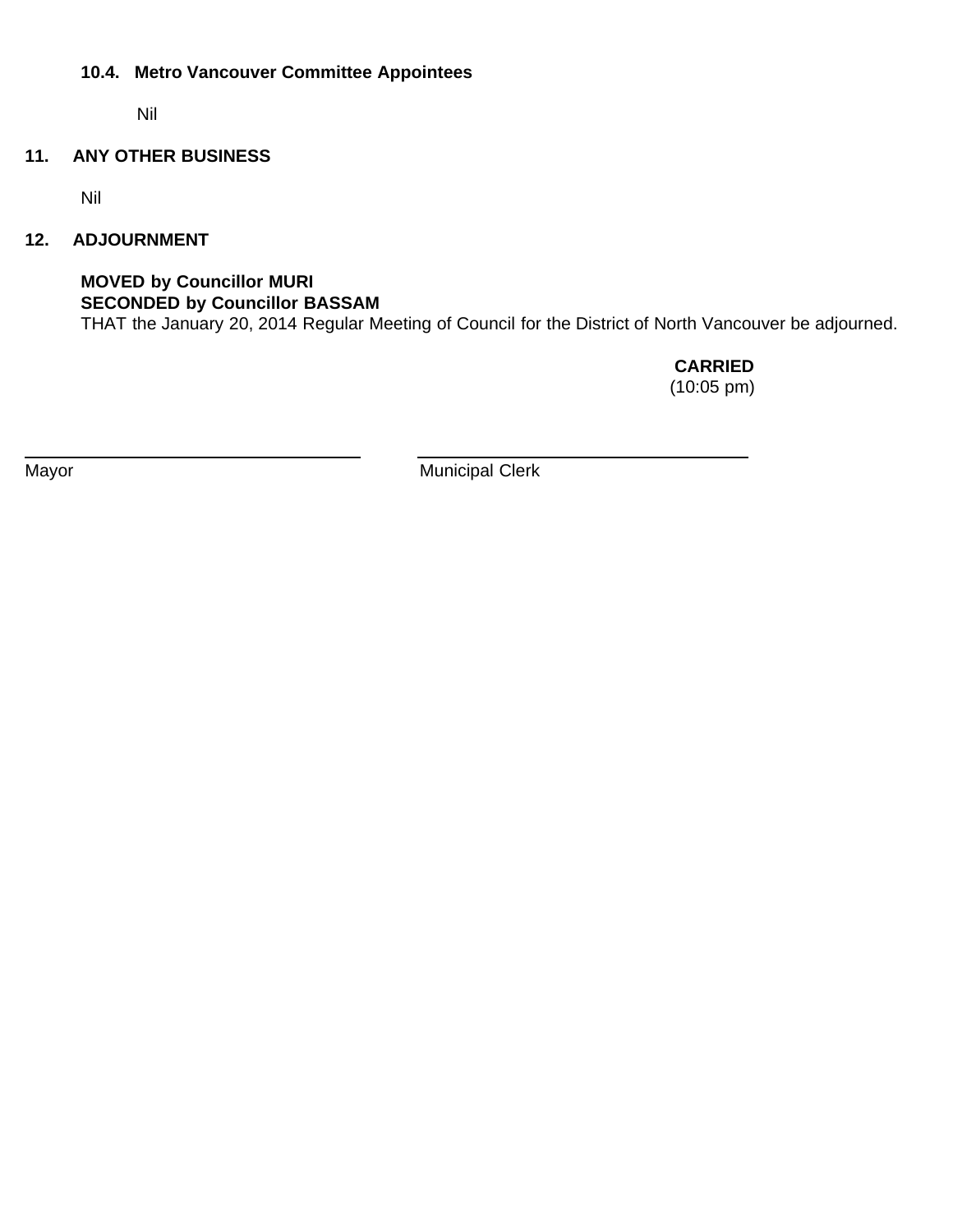### 10.4. Metro Vancouver Committee Appointees

Nil

## 11. ANY OTHER BUSINESS

Nil

## 12. ADJOURNMENT

**MOVED by Councillor MURI**
**SECONDED by Councillor BASSAM**
THAT the January 20, 2014 Regular Meeting of Council for the District of North Vancouver be adjourned.

**CARRIED**
(10:05 pm)

\_\_\_\_\_\_\_\_\_\_\_\_\_\_\_\_\_\_\_\_\_\_\_\_\_\_\_\_\_\_\_\_\_\_\_\_
Mayor

\_\_\_\_\_\_\_\_\_\_\_\_\_\_\_\_\_\_\_\_\_\_\_\_\_\_\_\_\_\_\_\_\_\_\_\_
Municipal Clerk